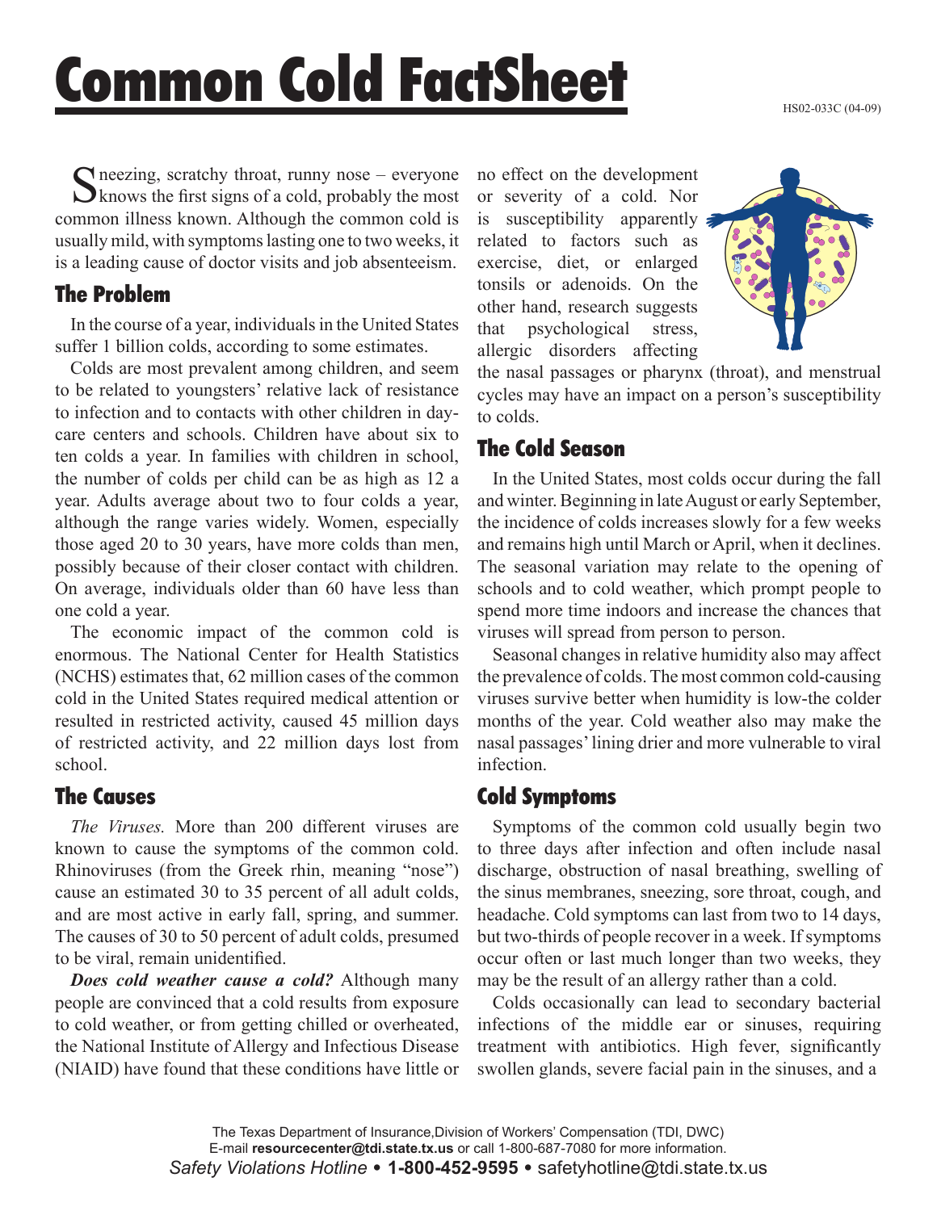# Common Cold FactSheet

HS02-033C (04-09)

Sneezing, scratchy throat, runny nose – everyone knows the first signs of a cold, probably the most common illness known. Although the common cold is usually mild, with symptoms lasting one to two weeks, it is a leading cause of doctor visits and job absenteeism.

## The Problem

In the course of a year, individuals in the United States suffer 1 billion colds, according to some estimates.

Colds are most prevalent among children, and seem to be related to youngsters' relative lack of resistance to infection and to contacts with other children in day-care centers and schools. Children have about six to ten colds a year. In families with children in school, the number of colds per child can be as high as 12 a year. Adults average about two to four colds a year, although the range varies widely. Women, especially those aged 20 to 30 years, have more colds than men, possibly because of their closer contact with children. On average, individuals older than 60 have less than one cold a year.

The economic impact of the common cold is enormous. The National Center for Health Statistics (NCHS) estimates that, 62 million cases of the common cold in the United States required medical attention or resulted in restricted activity, caused 45 million days of restricted activity, and 22 million days lost from school.

## The Causes

*The Viruses.* More than 200 different viruses are known to cause the symptoms of the common cold. Rhinoviruses (from the Greek rhin, meaning "nose") cause an estimated 30 to 35 percent of all adult colds, and are most active in early fall, spring, and summer. The causes of 30 to 50 percent of adult colds, presumed to be viral, remain unidentified.

***Does cold weather cause a cold?*** Although many people are convinced that a cold results from exposure to cold weather, or from getting chilled or overheated, the National Institute of Allergy and Infectious Disease (NIAID) have found that these conditions have little or no effect on the development or severity of a cold. Nor is susceptibility apparently related to factors such as exercise, diet, or enlarged tonsils or adenoids. On the other hand, research suggests that psychological stress, allergic disorders affecting the nasal passages or pharynx (throat), and menstrual cycles may have an impact on a person's susceptibility to colds.

## The Cold Season

In the United States, most colds occur during the fall and winter. Beginning in late August or early September, the incidence of colds increases slowly for a few weeks and remains high until March or April, when it declines. The seasonal variation may relate to the opening of schools and to cold weather, which prompt people to spend more time indoors and increase the chances that viruses will spread from person to person.

Seasonal changes in relative humidity also may affect the prevalence of colds. The most common cold-causing viruses survive better when humidity is low-the colder months of the year. Cold weather also may make the nasal passages' lining drier and more vulnerable to viral infection.

## Cold Symptoms

Symptoms of the common cold usually begin two to three days after infection and often include nasal discharge, obstruction of nasal breathing, swelling of the sinus membranes, sneezing, sore throat, cough, and headache. Cold symptoms can last from two to 14 days, but two-thirds of people recover in a week. If symptoms occur often or last much longer than two weeks, they may be the result of an allergy rather than a cold.

Colds occasionally can lead to secondary bacterial infections of the middle ear or sinuses, requiring treatment with antibiotics. High fever, significantly swollen glands, severe facial pain in the sinuses, and a

The Texas Department of Insurance,Division of Workers' Compensation (TDI, DWC)
E-mail **resourcecenter@tdi.state.tx.us** or call 1-800-687-7080 for more information.
*Safety Violations Hotline* • **1-800-452-9595** • safetyhotline@tdi.state.tx.us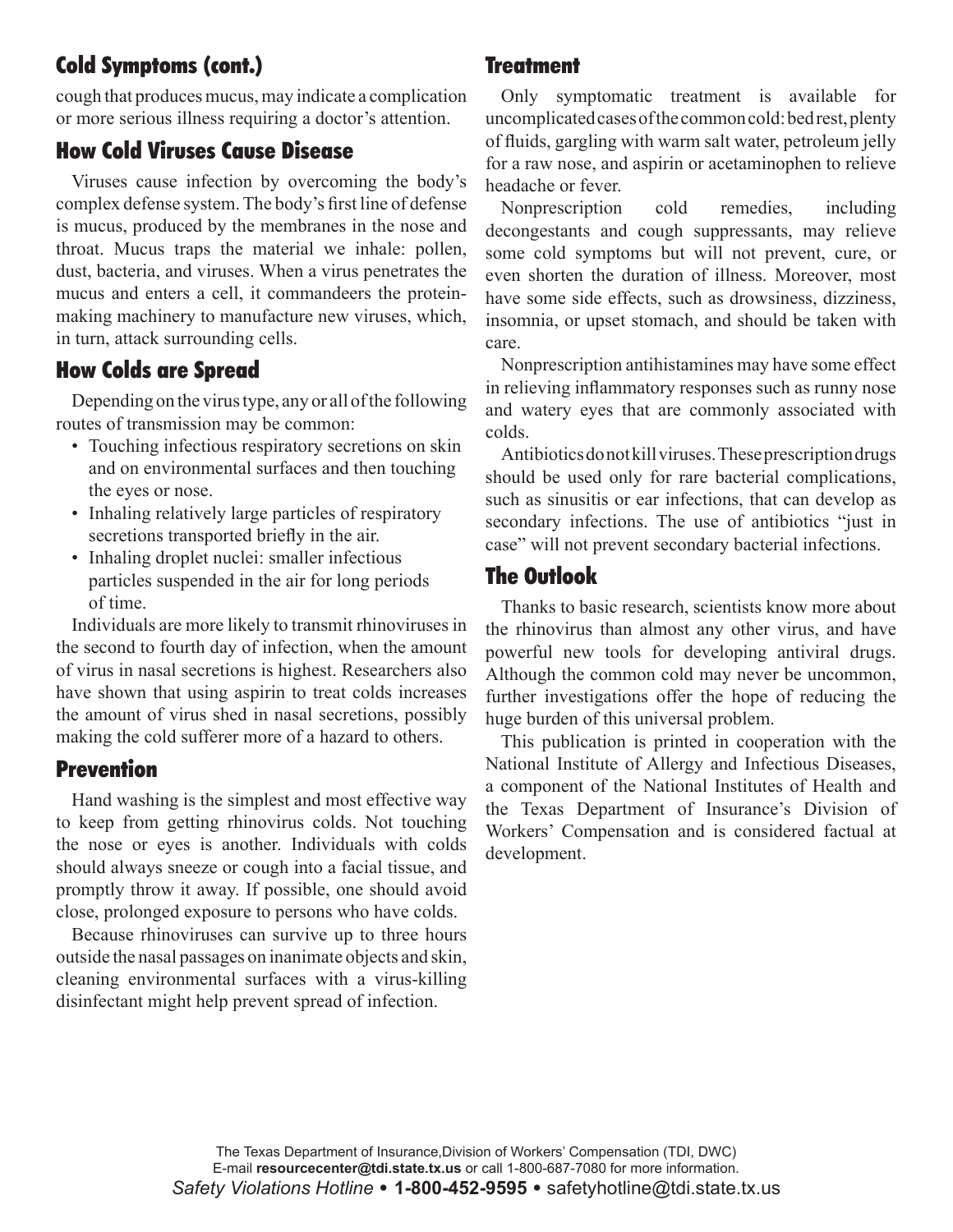## Cold Symptoms (cont.)

cough that produces mucus, may indicate a complication or more serious illness requiring a doctor's attention.

## How Cold Viruses Cause Disease

Viruses cause infection by overcoming the body's complex defense system. The body's first line of defense is mucus, produced by the membranes in the nose and throat. Mucus traps the material we inhale: pollen, dust, bacteria, and viruses. When a virus penetrates the mucus and enters a cell, it commandeers the protein-making machinery to manufacture new viruses, which, in turn, attack surrounding cells.

## How Colds are Spread

Depending on the virus type, any or all of the following routes of transmission may be common:

- Touching infectious respiratory secretions on skin and on environmental surfaces and then touching the eyes or nose.
- Inhaling relatively large particles of respiratory secretions transported briefly in the air.
- Inhaling droplet nuclei: smaller infectious particles suspended in the air for long periods of time.

Individuals are more likely to transmit rhinoviruses in the second to fourth day of infection, when the amount of virus in nasal secretions is highest. Researchers also have shown that using aspirin to treat colds increases the amount of virus shed in nasal secretions, possibly making the cold sufferer more of a hazard to others.

## Prevention

Hand washing is the simplest and most effective way to keep from getting rhinovirus colds. Not touching the nose or eyes is another. Individuals with colds should always sneeze or cough into a facial tissue, and promptly throw it away. If possible, one should avoid close, prolonged exposure to persons who have colds.

Because rhinoviruses can survive up to three hours outside the nasal passages on inanimate objects and skin, cleaning environmental surfaces with a virus-killing disinfectant might help prevent spread of infection.

## Treatment

Only symptomatic treatment is available for uncomplicated cases of the common cold: bed rest, plenty of fluids, gargling with warm salt water, petroleum jelly for a raw nose, and aspirin or acetaminophen to relieve headache or fever.

Nonprescription cold remedies, including decongestants and cough suppressants, may relieve some cold symptoms but will not prevent, cure, or even shorten the duration of illness. Moreover, most have some side effects, such as drowsiness, dizziness, insomnia, or upset stomach, and should be taken with care.

Nonprescription antihistamines may have some effect in relieving inflammatory responses such as runny nose and watery eyes that are commonly associated with colds.

Antibiotics do not kill viruses. These prescription drugs should be used only for rare bacterial complications, such as sinusitis or ear infections, that can develop as secondary infections. The use of antibiotics "just in case" will not prevent secondary bacterial infections.

## The Outlook

Thanks to basic research, scientists know more about the rhinovirus than almost any other virus, and have powerful new tools for developing antiviral drugs. Although the common cold may never be uncommon, further investigations offer the hope of reducing the huge burden of this universal problem.

This publication is printed in cooperation with the National Institute of Allergy and Infectious Diseases, a component of the National Institutes of Health and the Texas Department of Insurance's Division of Workers' Compensation and is considered factual at development.

The Texas Department of Insurance,Division of Workers' Compensation (TDI, DWC)
E-mail **resourcecenter@tdi.state.tx.us** or call 1-800-687-7080 for more information.

*Safety Violations Hotline* • **1-800-452-9595** • safetyhotline@tdi.state.tx.us